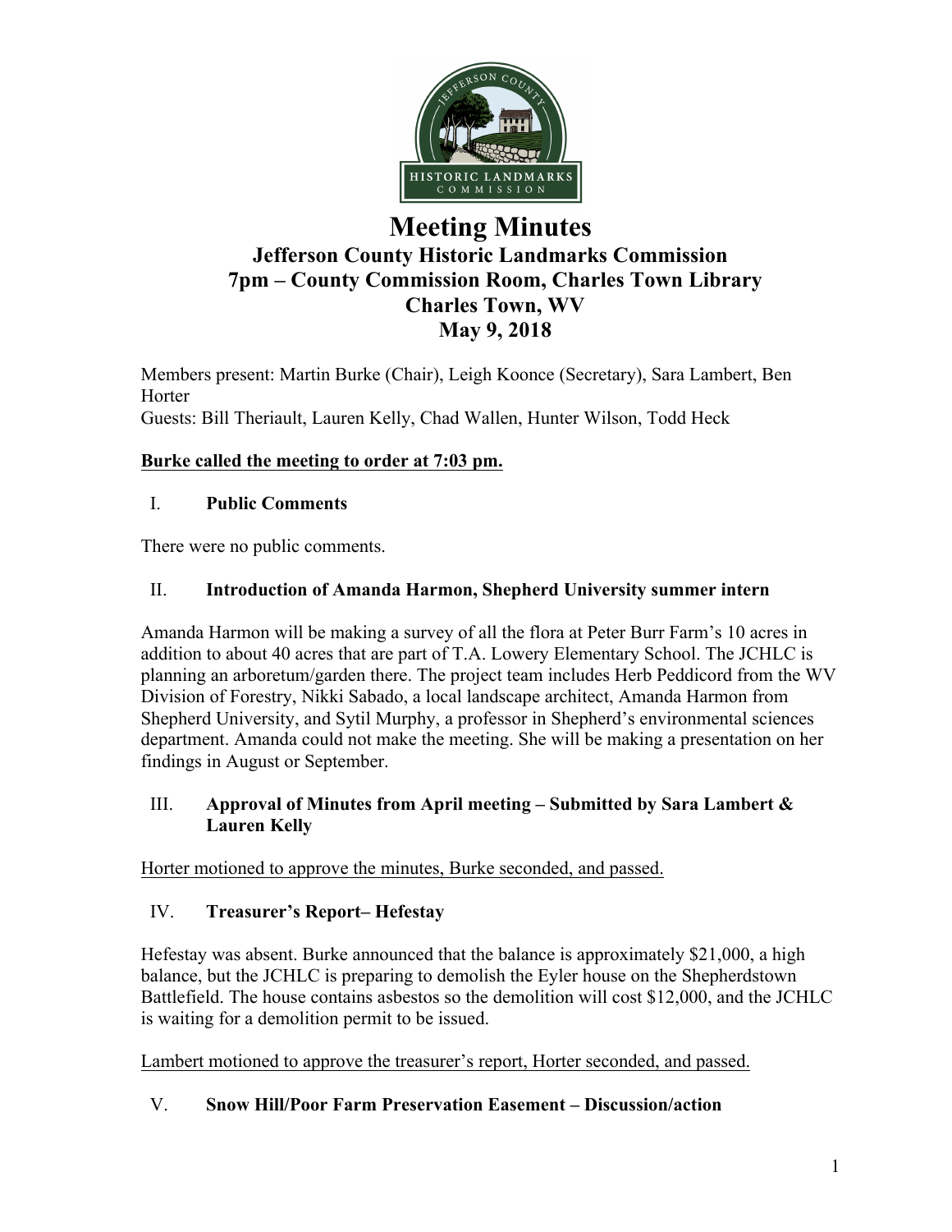# Meeting Minutes

## Jefferson County Historic Landmarks Commission
## 7pm – County Commission Room, Charles Town Library
## Charles Town, WV
## May 9, 2018

Members present: Martin Burke (Chair), Leigh Koonce (Secretary), Sara Lambert, Ben Horter
Guests: Bill Theriault, Lauren Kelly, Chad Wallen, Hunter Wilson, Todd Heck

**Burke called the meeting to order at 7:03 pm.**

I. **Public Comments**

There were no public comments.

II. **Introduction of Amanda Harmon, Shepherd University summer intern**

Amanda Harmon will be making a survey of all the flora at Peter Burr Farm's 10 acres in addition to about 40 acres that are part of T.A. Lowery Elementary School. The JCHLC is planning an arboretum/garden there. The project team includes Herb Peddicord from the WV Division of Forestry, Nikki Sabado, a local landscape architect, Amanda Harmon from Shepherd University, and Sytil Murphy, a professor in Shepherd's environmental sciences department. Amanda could not make the meeting. She will be making a presentation on her findings in August or September.

III. **Approval of Minutes from April meeting – Submitted by Sara Lambert & Lauren Kelly**

Horter motioned to approve the minutes, Burke seconded, and passed.

IV. **Treasurer's Report– Hefestay**

Hefestay was absent. Burke announced that the balance is approximately $21,000, a high balance, but the JCHLC is preparing to demolish the Eyler house on the Shepherdstown Battlefield. The house contains asbestos so the demolition will cost $12,000, and the JCHLC is waiting for a demolition permit to be issued.

Lambert motioned to approve the treasurer's report, Horter seconded, and passed.

V. **Snow Hill/Poor Farm Preservation Easement – Discussion/action**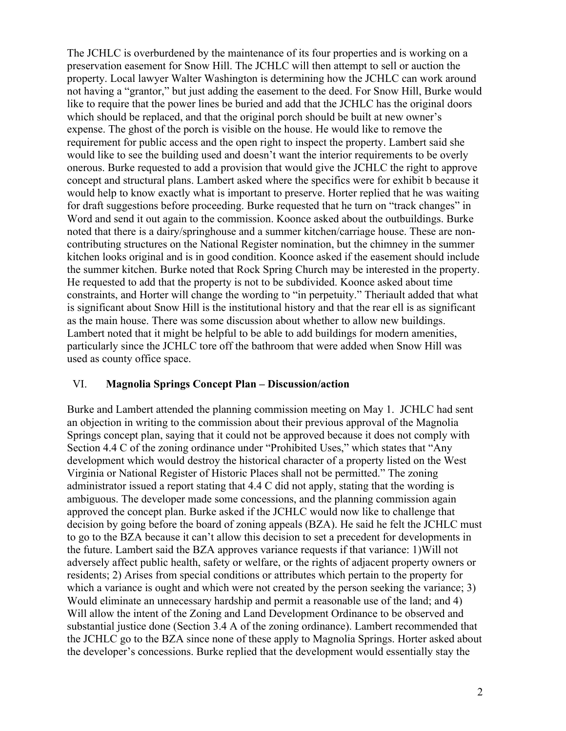The JCHLC is overburdened by the maintenance of its four properties and is working on a preservation easement for Snow Hill. The JCHLC will then attempt to sell or auction the property. Local lawyer Walter Washington is determining how the JCHLC can work around not having a "grantor," but just adding the easement to the deed. For Snow Hill, Burke would like to require that the power lines be buried and add that the JCHLC has the original doors which should be replaced, and that the original porch should be built at new owner's expense. The ghost of the porch is visible on the house. He would like to remove the requirement for public access and the open right to inspect the property. Lambert said she would like to see the building used and doesn't want the interior requirements to be overly onerous. Burke requested to add a provision that would give the JCHLC the right to approve concept and structural plans. Lambert asked where the specifics were for exhibit b because it would help to know exactly what is important to preserve. Horter replied that he was waiting for draft suggestions before proceeding. Burke requested that he turn on "track changes" in Word and send it out again to the commission. Koonce asked about the outbuildings. Burke noted that there is a dairy/springhouse and a summer kitchen/carriage house. These are non-contributing structures on the National Register nomination, but the chimney in the summer kitchen looks original and is in good condition. Koonce asked if the easement should include the summer kitchen. Burke noted that Rock Spring Church may be interested in the property. He requested to add that the property is not to be subdivided. Koonce asked about time constraints, and Horter will change the wording to "in perpetuity." Theriault added that what is significant about Snow Hill is the institutional history and that the rear ell is as significant as the main house. There was some discussion about whether to allow new buildings. Lambert noted that it might be helpful to be able to add buildings for modern amenities, particularly since the JCHLC tore off the bathroom that were added when Snow Hill was used as county office space.

## VI. **Magnolia Springs Concept Plan – Discussion/action**

Burke and Lambert attended the planning commission meeting on May 1. JCHLC had sent an objection in writing to the commission about their previous approval of the Magnolia Springs concept plan, saying that it could not be approved because it does not comply with Section 4.4 C of the zoning ordinance under "Prohibited Uses," which states that "Any development which would destroy the historical character of a property listed on the West Virginia or National Register of Historic Places shall not be permitted." The zoning administrator issued a report stating that 4.4 C did not apply, stating that the wording is ambiguous. The developer made some concessions, and the planning commission again approved the concept plan. Burke asked if the JCHLC would now like to challenge that decision by going before the board of zoning appeals (BZA). He said he felt the JCHLC must to go to the BZA because it can't allow this decision to set a precedent for developments in the future. Lambert said the BZA approves variance requests if that variance: 1)Will not adversely affect public health, safety or welfare, or the rights of adjacent property owners or residents; 2) Arises from special conditions or attributes which pertain to the property for which a variance is ought and which were not created by the person seeking the variance; 3) Would eliminate an unnecessary hardship and permit a reasonable use of the land; and 4) Will allow the intent of the Zoning and Land Development Ordinance to be observed and substantial justice done (Section 3.4 A of the zoning ordinance). Lambert recommended that the JCHLC go to the BZA since none of these apply to Magnolia Springs. Horter asked about the developer's concessions. Burke replied that the development would essentially stay the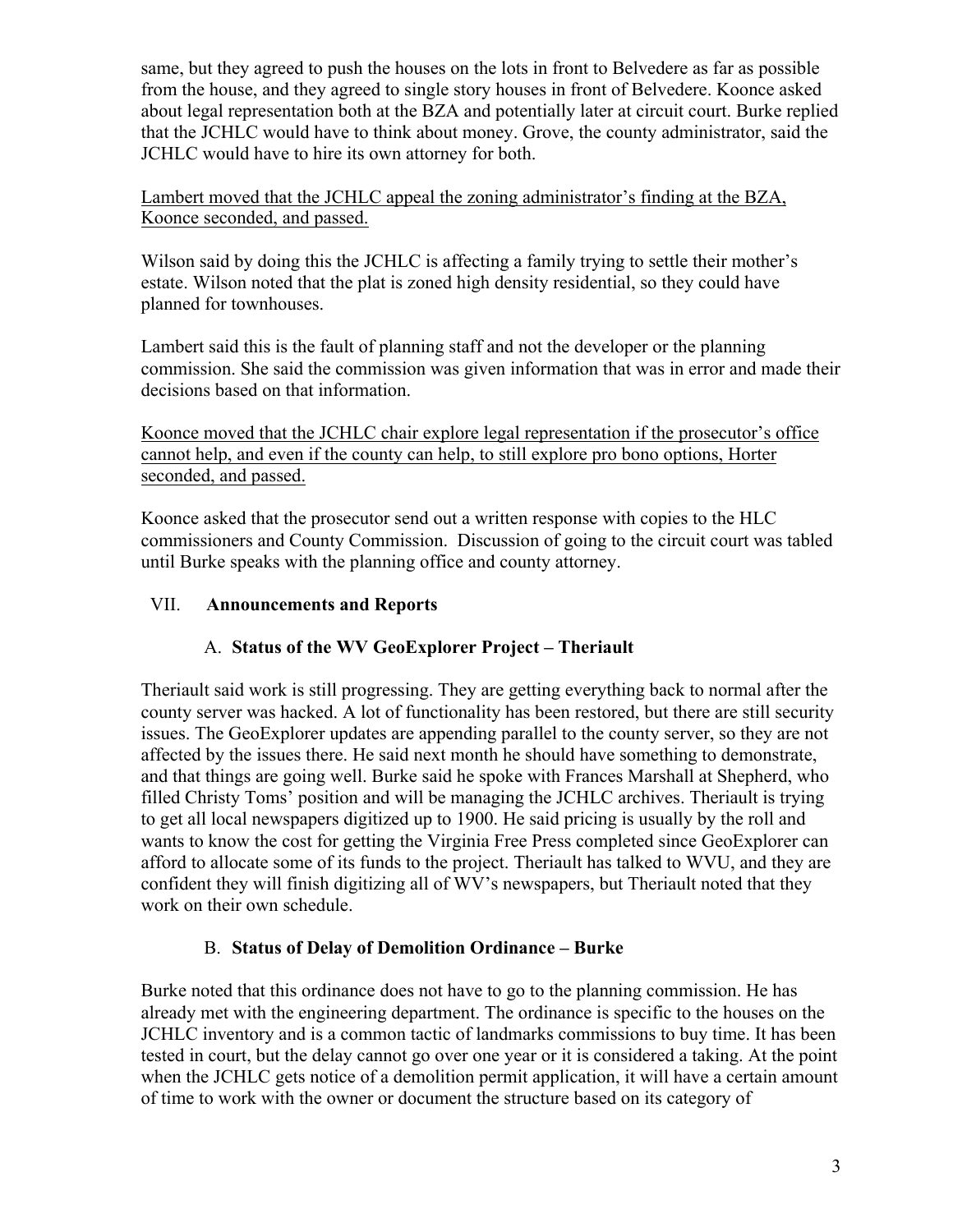same, but they agreed to push the houses on the lots in front to Belvedere as far as possible from the house, and they agreed to single story houses in front of Belvedere. Koonce asked about legal representation both at the BZA and potentially later at circuit court. Burke replied that the JCHLC would have to think about money. Grove, the county administrator, said the JCHLC would have to hire its own attorney for both.

<u>Lambert moved that the JCHLC appeal the zoning administrator's finding at the BZA, Koonce seconded, and passed.</u>

Wilson said by doing this the JCHLC is affecting a family trying to settle their mother's estate. Wilson noted that the plat is zoned high density residential, so they could have planned for townhouses.

Lambert said this is the fault of planning staff and not the developer or the planning commission. She said the commission was given information that was in error and made their decisions based on that information.

<u>Koonce moved that the JCHLC chair explore legal representation if the prosecutor's office cannot help, and even if the county can help, to still explore pro bono options, Horter seconded, and passed.</u>

Koonce asked that the prosecutor send out a written response with copies to the HLC commissioners and County Commission. Discussion of going to the circuit court was tabled until Burke speaks with the planning office and county attorney.

## VII. Announcements and Reports

### A. Status of the WV GeoExplorer Project – Theriault

Theriault said work is still progressing. They are getting everything back to normal after the county server was hacked. A lot of functionality has been restored, but there are still security issues. The GeoExplorer updates are appending parallel to the county server, so they are not affected by the issues there. He said next month he should have something to demonstrate, and that things are going well. Burke said he spoke with Frances Marshall at Shepherd, who filled Christy Toms' position and will be managing the JCHLC archives. Theriault is trying to get all local newspapers digitized up to 1900. He said pricing is usually by the roll and wants to know the cost for getting the Virginia Free Press completed since GeoExplorer can afford to allocate some of its funds to the project. Theriault has talked to WVU, and they are confident they will finish digitizing all of WV's newspapers, but Theriault noted that they work on their own schedule.

### B. Status of Delay of Demolition Ordinance – Burke

Burke noted that this ordinance does not have to go to the planning commission. He has already met with the engineering department. The ordinance is specific to the houses on the JCHLC inventory and is a common tactic of landmarks commissions to buy time. It has been tested in court, but the delay cannot go over one year or it is considered a taking. At the point when the JCHLC gets notice of a demolition permit application, it will have a certain amount of time to work with the owner or document the structure based on its category of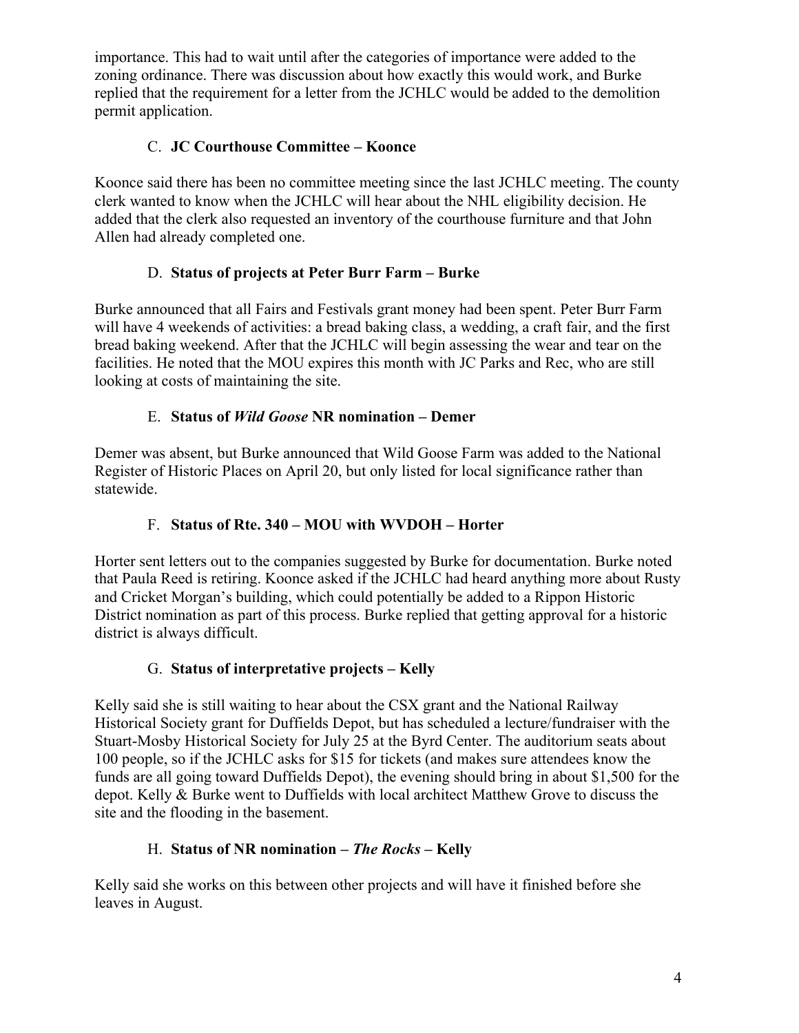importance. This had to wait until after the categories of importance were added to the zoning ordinance. There was discussion about how exactly this would work, and Burke replied that the requirement for a letter from the JCHLC would be added to the demolition permit application.

C. **JC Courthouse Committee – Koonce**

Koonce said there has been no committee meeting since the last JCHLC meeting. The county clerk wanted to know when the JCHLC will hear about the NHL eligibility decision. He added that the clerk also requested an inventory of the courthouse furniture and that John Allen had already completed one.

D. **Status of projects at Peter Burr Farm – Burke**

Burke announced that all Fairs and Festivals grant money had been spent. Peter Burr Farm will have 4 weekends of activities: a bread baking class, a wedding, a craft fair, and the first bread baking weekend. After that the JCHLC will begin assessing the wear and tear on the facilities. He noted that the MOU expires this month with JC Parks and Rec, who are still looking at costs of maintaining the site.

E. **Status of *Wild Goose* NR nomination – Demer**

Demer was absent, but Burke announced that Wild Goose Farm was added to the National Register of Historic Places on April 20, but only listed for local significance rather than statewide.

F. **Status of Rte. 340 – MOU with WVDOH – Horter**

Horter sent letters out to the companies suggested by Burke for documentation. Burke noted that Paula Reed is retiring. Koonce asked if the JCHLC had heard anything more about Rusty and Cricket Morgan's building, which could potentially be added to a Rippon Historic District nomination as part of this process. Burke replied that getting approval for a historic district is always difficult.

G. **Status of interpretative projects – Kelly**

Kelly said she is still waiting to hear about the CSX grant and the National Railway Historical Society grant for Duffields Depot, but has scheduled a lecture/fundraiser with the Stuart-Mosby Historical Society for July 25 at the Byrd Center. The auditorium seats about 100 people, so if the JCHLC asks for $15 for tickets (and makes sure attendees know the funds are all going toward Duffields Depot), the evening should bring in about $1,500 for the depot. Kelly & Burke went to Duffields with local architect Matthew Grove to discuss the site and the flooding in the basement.

H. **Status of NR nomination – *The Rocks* – Kelly**

Kelly said she works on this between other projects and will have it finished before she leaves in August.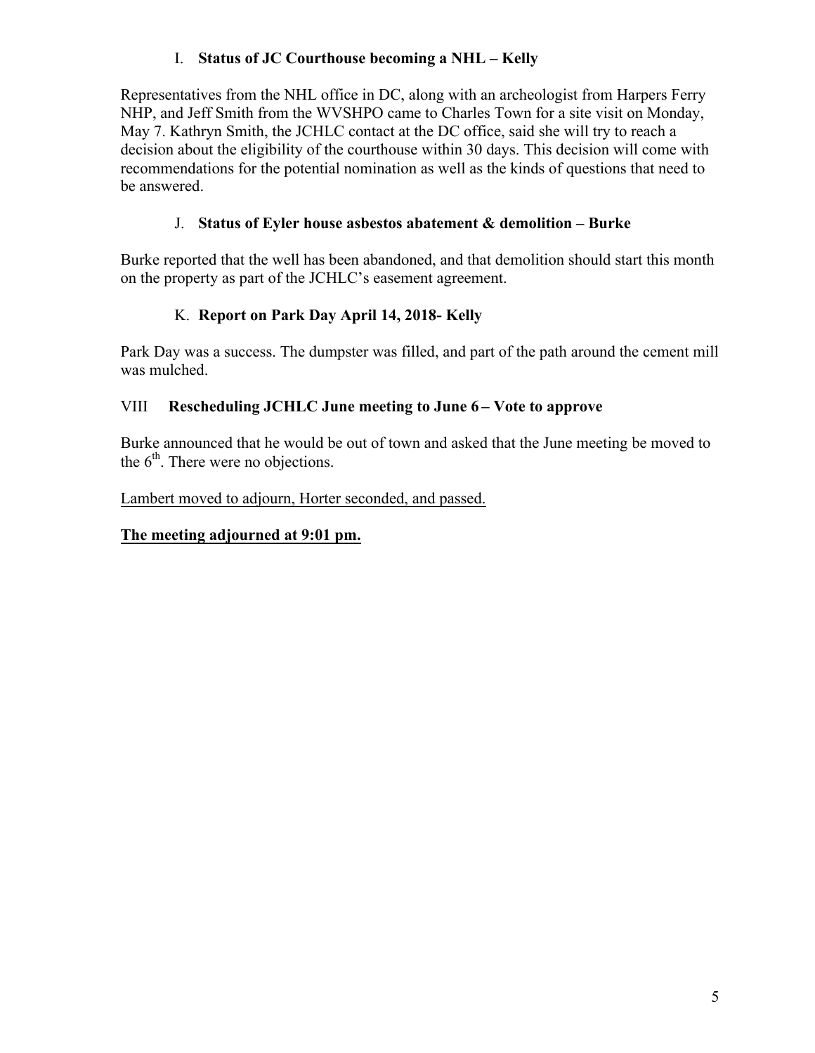### I. Status of JC Courthouse becoming a NHL – Kelly

Representatives from the NHL office in DC, along with an archeologist from Harpers Ferry NHP, and Jeff Smith from the WVSHPO came to Charles Town for a site visit on Monday, May 7. Kathryn Smith, the JCHLC contact at the DC office, said she will try to reach a decision about the eligibility of the courthouse within 30 days. This decision will come with recommendations for the potential nomination as well as the kinds of questions that need to be answered.

### J. Status of Eyler house asbestos abatement & demolition – Burke

Burke reported that the well has been abandoned, and that demolition should start this month on the property as part of the JCHLC's easement agreement.

### K. Report on Park Day April 14, 2018- Kelly

Park Day was a success. The dumpster was filled, and part of the path around the cement mill was mulched.

## VIII Rescheduling JCHLC June meeting to June 6 – Vote to approve

Burke announced that he would be out of town and asked that the June meeting be moved to the 6th. There were no objections.

Lambert moved to adjourn, Horter seconded, and passed.

**The meeting adjourned at 9:01 pm.**